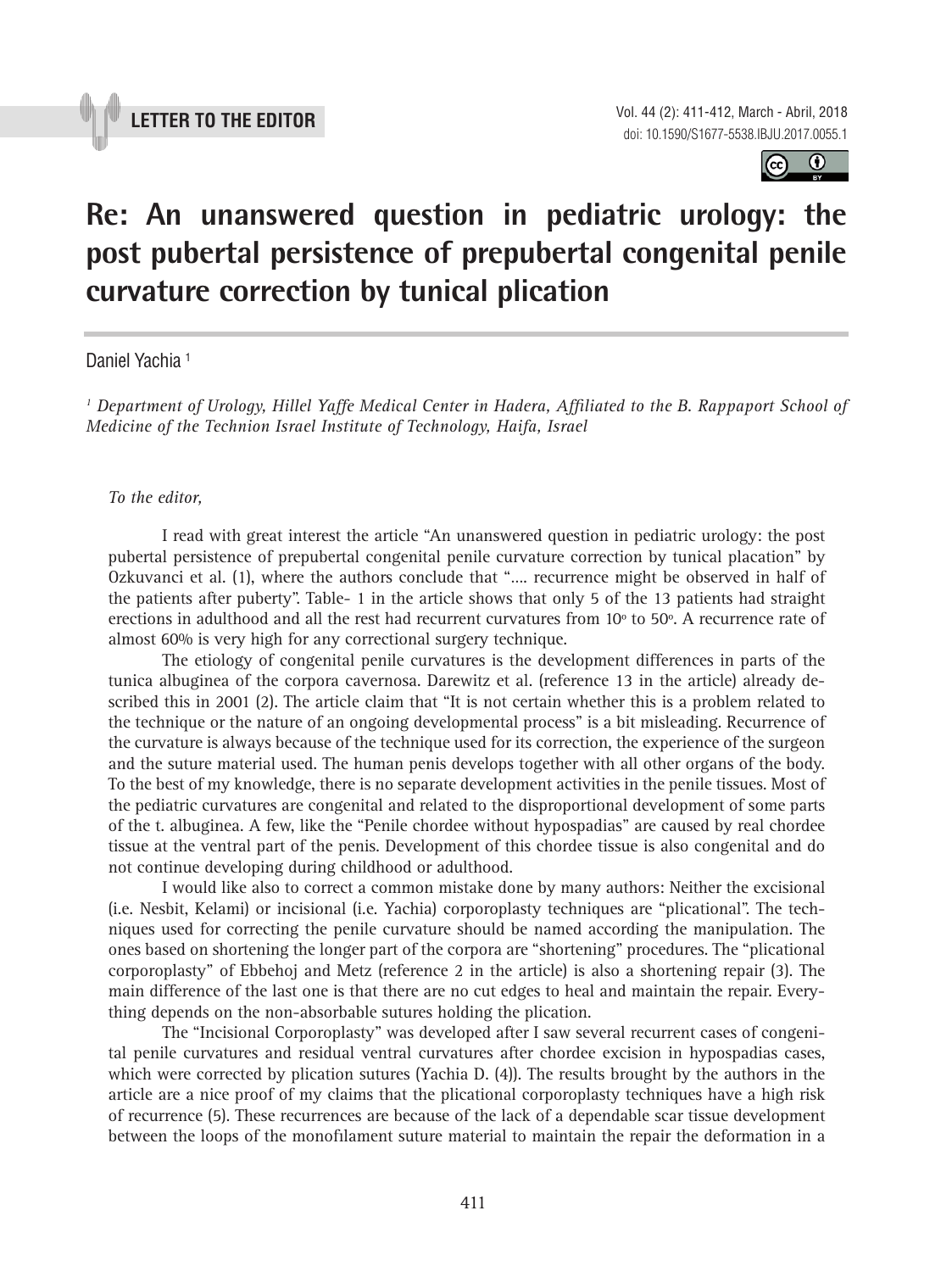**LETTER TO THE EDITOR**

# Re: An unanswered question in pediatric urology: the post pubertal persistence of prepubertal congenital penile curvature correction by tunical plication

Daniel Yachia [1]

*[1] Department of Urology, Hillel Yaffe Medical Center in Hadera, Affiliated to the B. Rappaport School of Medicine of the Technion Israel Institute of Technology, Haifa, Israel*

*To the editor,*

I read with great interest the article "An unanswered question in pediatric urology: the post pubertal persistence of prepubertal congenital penile curvature correction by tunical placation" by Ozkuvanci et al. (1), where the authors conclude that ".... recurrence might be observed in half of the patients after puberty". Table- 1 in the article shows that only 5 of the 13 patients had straight erections in adulthood and all the rest had recurrent curvatures from 10º to 50º. A recurrence rate of almost 60% is very high for any correctional surgery technique.

The etiology of congenital penile curvatures is the development differences in parts of the tunica albuginea of the corpora cavernosa. Darewitz et al. (reference 13 in the article) already described this in 2001 (2). The article claim that "It is not certain whether this is a problem related to the technique or the nature of an ongoing developmental process" is a bit misleading. Recurrence of the curvature is always because of the technique used for its correction, the experience of the surgeon and the suture material used. The human penis develops together with all other organs of the body. To the best of my knowledge, there is no separate development activities in the penile tissues. Most of the pediatric curvatures are congenital and related to the disproportional development of some parts of the t. albuginea. A few, like the "Penile chordee without hypospadias" are caused by real chordee tissue at the ventral part of the penis. Development of this chordee tissue is also congenital and do not continue developing during childhood or adulthood.

I would like also to correct a common mistake done by many authors: Neither the excisional (i.e. Nesbit, Kelami) or incisional (i.e. Yachia) corporoplasty techniques are "plicational". The techniques used for correcting the penile curvature should be named according the manipulation. The ones based on shortening the longer part of the corpora are "shortening" procedures. The "plicational corporoplasty" of Ebbehoj and Metz (reference 2 in the article) is also a shortening repair (3). The main difference of the last one is that there are no cut edges to heal and maintain the repair. Everything depends on the non-absorbable sutures holding the plication.

The "Incisional Corporoplasty" was developed after I saw several recurrent cases of congenital penile curvatures and residual ventral curvatures after chordee excision in hypospadias cases, which were corrected by plication sutures (Yachia D. (4)). The results brought by the authors in the article are a nice proof of my claims that the plicational corporoplasty techniques have a high risk of recurrence (5). These recurrences are because of the lack of a dependable scar tissue development between the loops of the monofilament suture material to maintain the repair the deformation in a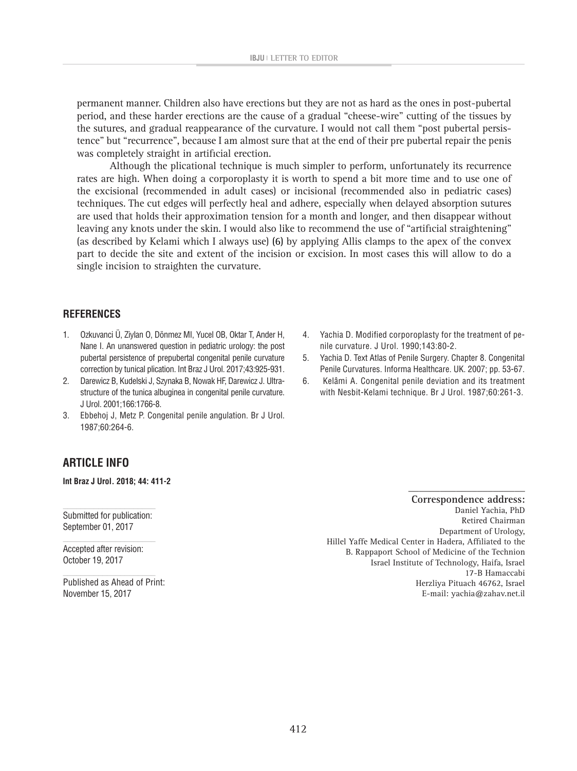permanent manner. Children also have erections but they are not as hard as the ones in post-pubertal period, and these harder erections are the cause of a gradual "cheese-wire" cutting of the tissues by the sutures, and gradual reappearance of the curvature. I would not call them "post pubertal persistence" but "recurrence", because I am almost sure that at the end of their pre pubertal repair the penis was completely straight in artificial erection.

Although the plicational technique is much simpler to perform, unfortunately its recurrence rates are high. When doing a corporoplasty it is worth to spend a bit more time and to use one of the excisional (recommended in adult cases) or incisional (recommended also in pediatric cases) techniques. The cut edges will perfectly heal and adhere, especially when delayed absorption sutures are used that holds their approximation tension for a month and longer, and then disappear without leaving any knots under the skin. I would also like to recommend the use of "artificial straightening" (as described by Kelami which I always use) (6) by applying Allis clamps to the apex of the convex part to decide the site and extent of the incision or excision. In most cases this will allow to do a single incision to straighten the curvature.

## REFERENCES

1. Ozkuvanci Ü, Ziylan O, Dönmez MI, Yucel OB, Oktar T, Ander H, Nane I. An unanswered question in pediatric urology: the post pubertal persistence of prepubertal congenital penile curvature correction by tunical plication. Int Braz J Urol. 2017;43:925-931.
2. Darewicz B, Kudelski J, Szynaka B, Nowak HF, Darewicz J. Ultrastructure of the tunica albuginea in congenital penile curvature. J Urol. 2001;166:1766-8.
3. Ebbehoj J, Metz P. Congenital penile angulation. Br J Urol. 1987;60:264-6.
4. Yachia D. Modified corporoplasty for the treatment of penile curvature. J Urol. 1990;143:80-2.
5. Yachia D. Text Atlas of Penile Surgery. Chapter 8. Congenital Penile Curvatures. Informa Healthcare. UK. 2007; pp. 53-67.
6. Kelâmi A. Congenital penile deviation and its treatment with Nesbit-Kelami technique. Br J Urol. 1987;60:261-3.

## ARTICLE INFO

**Int Braz J Urol. 2018; 44: 411-2**

Submitted for publication:
September 01, 2017

Accepted after revision:
October 19, 2017

Published as Ahead of Print:
November 15, 2017

**Correspondence address:**
Daniel Yachia, PhD
Retired Chairman
Department of Urology,
Hillel Yaffe Medical Center in Hadera, Affiliated to the
B. Rappaport School of Medicine of the Technion
Israel Institute of Technology, Haifa, Israel
17-B Hamaccabi
Herzliya Pituach 46762, Israel
E-mail: yachia@zahav.net.il